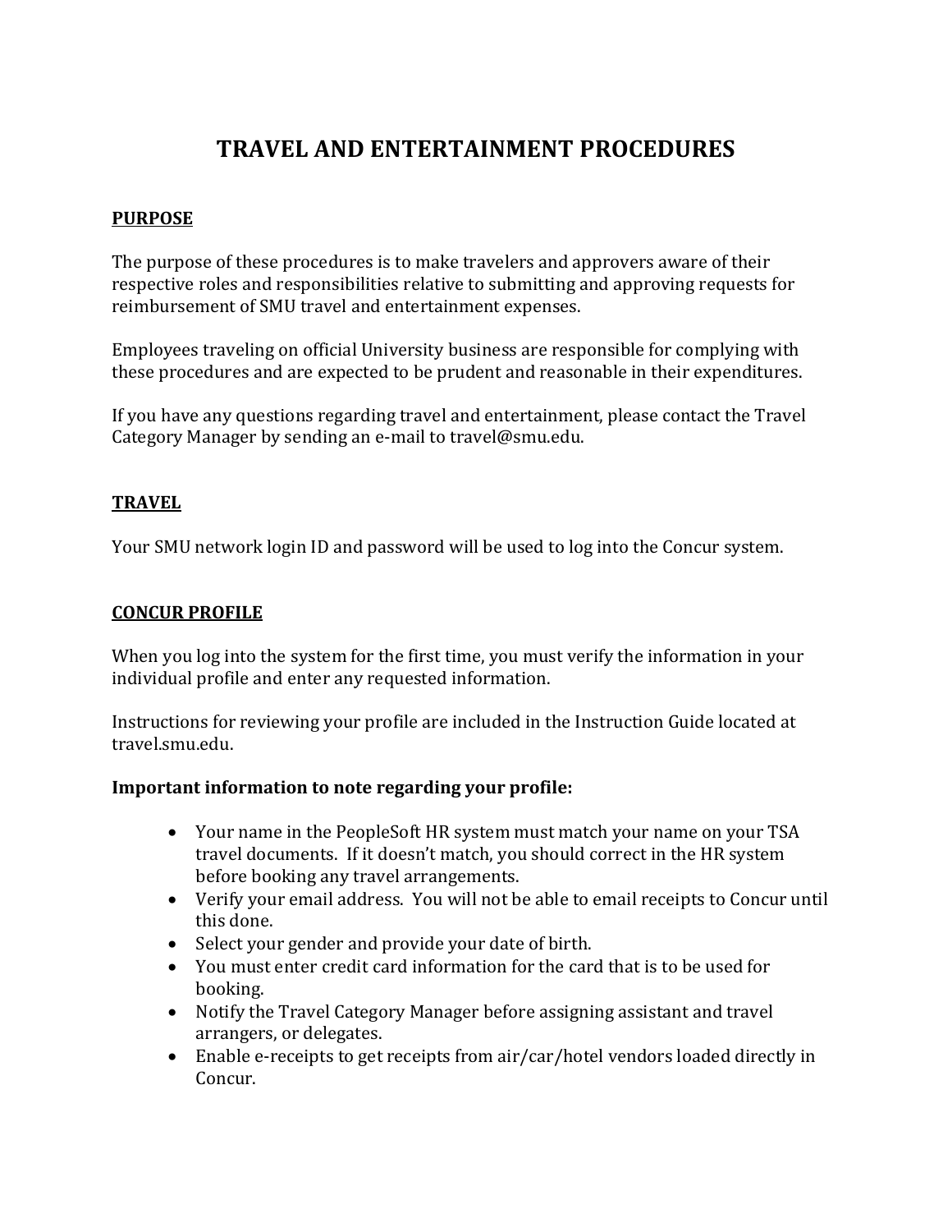# TRAVEL AND ENTERTAINMENT PROCEDURES

## PURPOSE

The purpose of these procedures is to make travelers and approvers aware of their respective roles and responsibilities relative to submitting and approving requests for reimbursement of SMU travel and entertainment expenses.

Employees traveling on official University business are responsible for complying with these procedures and are expected to be prudent and reasonable in their expenditures.

If you have any questions regarding travel and entertainment, please contact the Travel Category Manager by sending an e-mail to travel@smu.edu.

## TRAVEL

Your SMU network login ID and password will be used to log into the Concur system.

## CONCUR PROFILE

When you log into the system for the first time, you must verify the information in your individual profile and enter any requested information.

Instructions for reviewing your profile are included in the Instruction Guide located at travel.smu.edu.

**Important information to note regarding your profile:**

- Your name in the PeopleSoft HR system must match your name on your TSA travel documents. If it doesn't match, you should correct in the HR system before booking any travel arrangements.
- Verify your email address. You will not be able to email receipts to Concur until this done.
- Select your gender and provide your date of birth.
- You must enter credit card information for the card that is to be used for booking.
- Notify the Travel Category Manager before assigning assistant and travel arrangers, or delegates.
- Enable e-receipts to get receipts from air/car/hotel vendors loaded directly in Concur.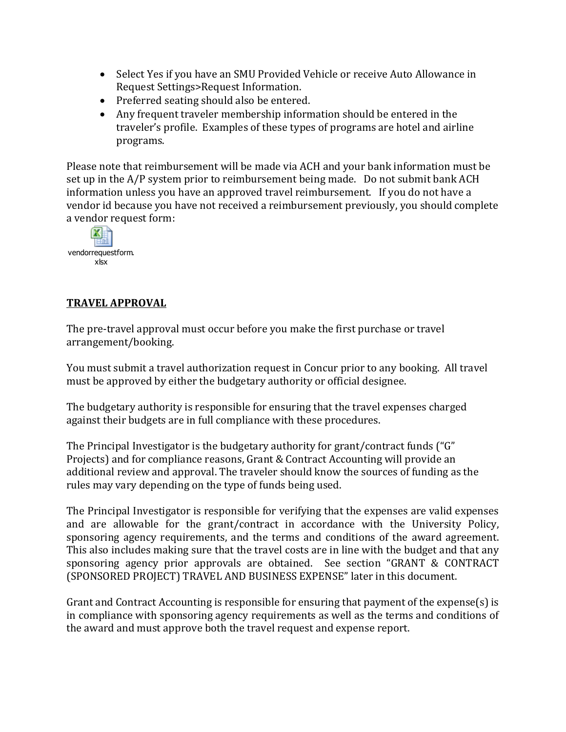- Select Yes if you have an SMU Provided Vehicle or receive Auto Allowance in Request Settings>Request Information.
- Preferred seating should also be entered.
- Any frequent traveler membership information should be entered in the traveler's profile. Examples of these types of programs are hotel and airline programs.

Please note that reimbursement will be made via ACH and your bank information must be set up in the A/P system prior to reimbursement being made. Do not submit bank ACH information unless you have an approved travel reimbursement. If you do not have a vendor id because you have not received a reimbursement previously, you should complete a vendor request form:

vendorrequestform.xlsx

## TRAVEL APPROVAL

The pre-travel approval must occur before you make the first purchase or travel arrangement/booking.

You must submit a travel authorization request in Concur prior to any booking. All travel must be approved by either the budgetary authority or official designee.

The budgetary authority is responsible for ensuring that the travel expenses charged against their budgets are in full compliance with these procedures.

The Principal Investigator is the budgetary authority for grant/contract funds ("G" Projects) and for compliance reasons, Grant & Contract Accounting will provide an additional review and approval. The traveler should know the sources of funding as the rules may vary depending on the type of funds being used.

The Principal Investigator is responsible for verifying that the expenses are valid expenses and are allowable for the grant/contract in accordance with the University Policy, sponsoring agency requirements, and the terms and conditions of the award agreement. This also includes making sure that the travel costs are in line with the budget and that any sponsoring agency prior approvals are obtained. See section "GRANT & CONTRACT (SPONSORED PROJECT) TRAVEL AND BUSINESS EXPENSE" later in this document.

Grant and Contract Accounting is responsible for ensuring that payment of the expense(s) is in compliance with sponsoring agency requirements as well as the terms and conditions of the award and must approve both the travel request and expense report.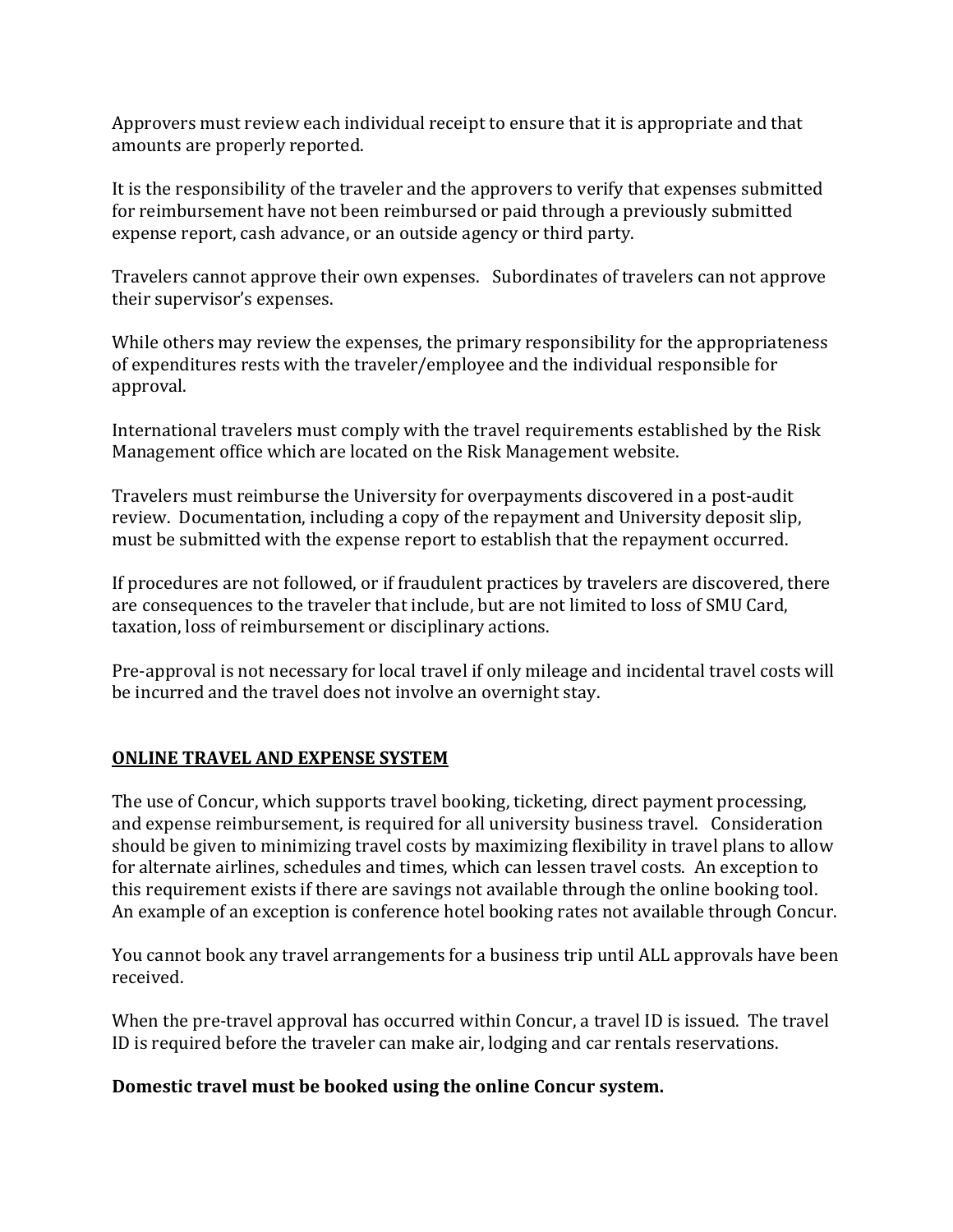Approvers must review each individual receipt to ensure that it is appropriate and that amounts are properly reported.

It is the responsibility of the traveler and the approvers to verify that expenses submitted for reimbursement have not been reimbursed or paid through a previously submitted expense report, cash advance, or an outside agency or third party.

Travelers cannot approve their own expenses. Subordinates of travelers can not approve their supervisor's expenses.

While others may review the expenses, the primary responsibility for the appropriateness of expenditures rests with the traveler/employee and the individual responsible for approval.

International travelers must comply with the travel requirements established by the Risk Management office which are located on the Risk Management website.

Travelers must reimburse the University for overpayments discovered in a post-audit review. Documentation, including a copy of the repayment and University deposit slip, must be submitted with the expense report to establish that the repayment occurred.

If procedures are not followed, or if fraudulent practices by travelers are discovered, there are consequences to the traveler that include, but are not limited to loss of SMU Card, taxation, loss of reimbursement or disciplinary actions.

Pre-approval is not necessary for local travel if only mileage and incidental travel costs will be incurred and the travel does not involve an overnight stay.

## ONLINE TRAVEL AND EXPENSE SYSTEM

The use of Concur, which supports travel booking, ticketing, direct payment processing, and expense reimbursement, is required for all university business travel. Consideration should be given to minimizing travel costs by maximizing flexibility in travel plans to allow for alternate airlines, schedules and times, which can lessen travel costs. An exception to this requirement exists if there are savings not available through the online booking tool. An example of an exception is conference hotel booking rates not available through Concur.

You cannot book any travel arrangements for a business trip until ALL approvals have been received.

When the pre-travel approval has occurred within Concur, a travel ID is issued. The travel ID is required before the traveler can make air, lodging and car rentals reservations.

**Domestic travel must be booked using the online Concur system.**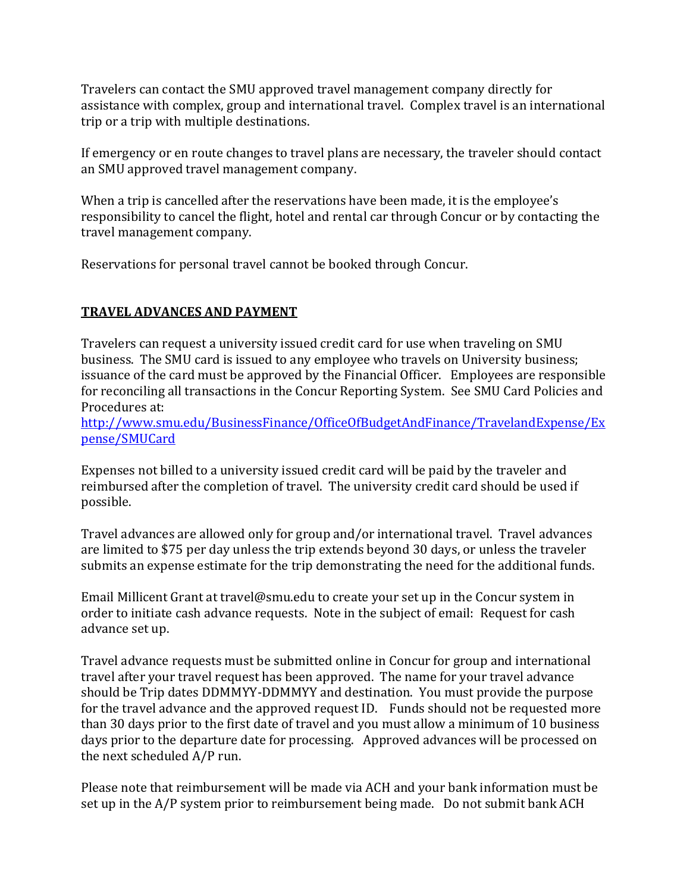Travelers can contact the SMU approved travel management company directly for assistance with complex, group and international travel. Complex travel is an international trip or a trip with multiple destinations.

If emergency or en route changes to travel plans are necessary, the traveler should contact an SMU approved travel management company.

When a trip is cancelled after the reservations have been made, it is the employee's responsibility to cancel the flight, hotel and rental car through Concur or by contacting the travel management company.

Reservations for personal travel cannot be booked through Concur.

## TRAVEL ADVANCES AND PAYMENT

Travelers can request a university issued credit card for use when traveling on SMU business. The SMU card is issued to any employee who travels on University business; issuance of the card must be approved by the Financial Officer. Employees are responsible for reconciling all transactions in the Concur Reporting System. See SMU Card Policies and Procedures at:
[http://www.smu.edu/BusinessFinance/OfficeOfBudgetAndFinance/TravelandExpense/Expense/SMUCard](http://www.smu.edu/BusinessFinance/OfficeOfBudgetAndFinance/TravelandExpense/Expense/SMUCard)

Expenses not billed to a university issued credit card will be paid by the traveler and reimbursed after the completion of travel. The university credit card should be used if possible.

Travel advances are allowed only for group and/or international travel. Travel advances are limited to $75 per day unless the trip extends beyond 30 days, or unless the traveler submits an expense estimate for the trip demonstrating the need for the additional funds.

Email Millicent Grant at travel@smu.edu to create your set up in the Concur system in order to initiate cash advance requests. Note in the subject of email: Request for cash advance set up.

Travel advance requests must be submitted online in Concur for group and international travel after your travel request has been approved. The name for your travel advance should be Trip dates DDMMYY-DDMMYY and destination. You must provide the purpose for the travel advance and the approved request ID. Funds should not be requested more than 30 days prior to the first date of travel and you must allow a minimum of 10 business days prior to the departure date for processing. Approved advances will be processed on the next scheduled A/P run.

Please note that reimbursement will be made via ACH and your bank information must be set up in the A/P system prior to reimbursement being made. Do not submit bank ACH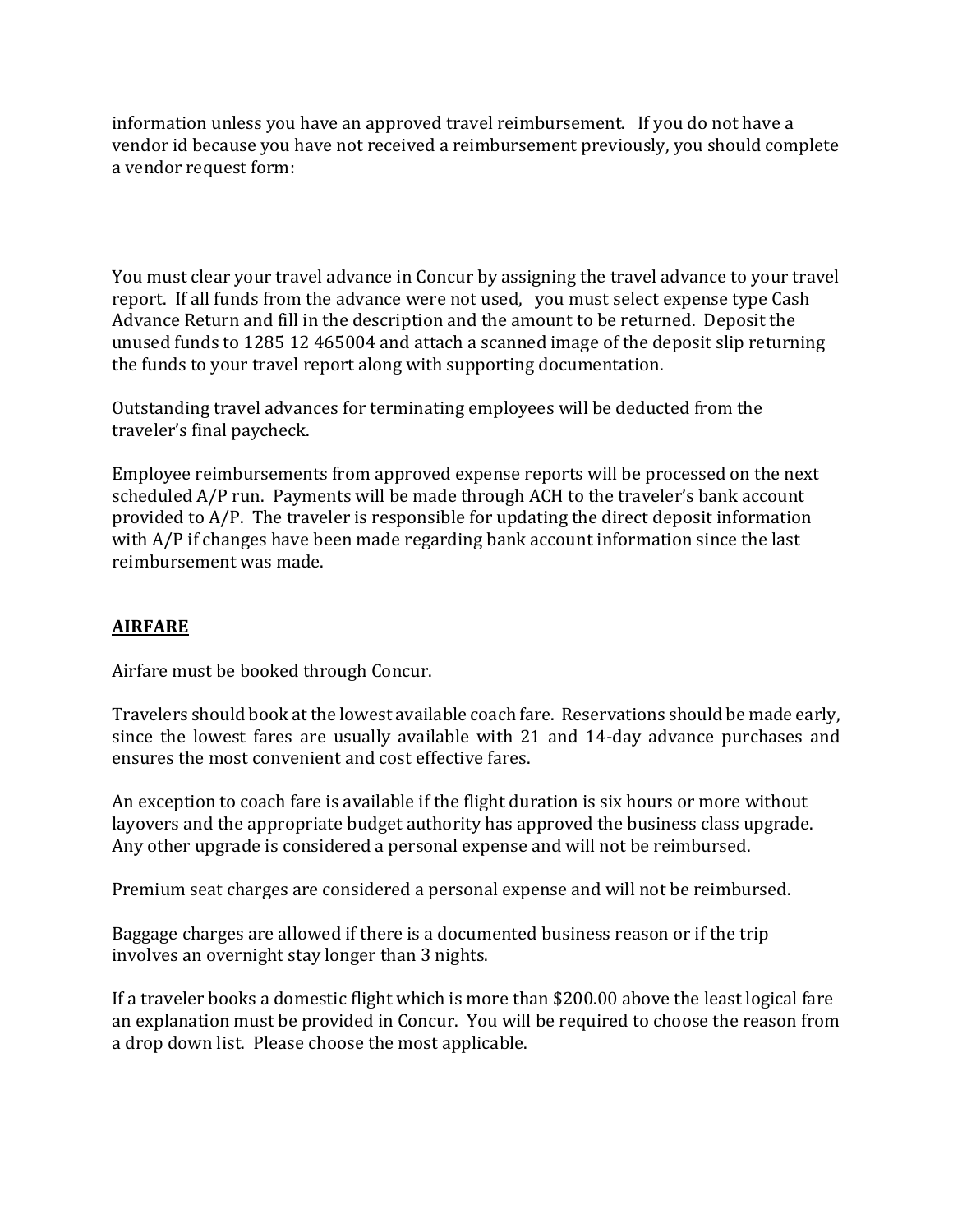information unless you have an approved travel reimbursement. If you do not have a vendor id because you have not received a reimbursement previously, you should complete a vendor request form:

You must clear your travel advance in Concur by assigning the travel advance to your travel report. If all funds from the advance were not used, you must select expense type Cash Advance Return and fill in the description and the amount to be returned. Deposit the unused funds to 1285 12 465004 and attach a scanned image of the deposit slip returning the funds to your travel report along with supporting documentation.

Outstanding travel advances for terminating employees will be deducted from the traveler's final paycheck.

Employee reimbursements from approved expense reports will be processed on the next scheduled A/P run. Payments will be made through ACH to the traveler's bank account provided to A/P. The traveler is responsible for updating the direct deposit information with A/P if changes have been made regarding bank account information since the last reimbursement was made.

## **AIRFARE**

Airfare must be booked through Concur.

Travelers should book at the lowest available coach fare. Reservations should be made early, since the lowest fares are usually available with 21 and 14-day advance purchases and ensures the most convenient and cost effective fares.

An exception to coach fare is available if the flight duration is six hours or more without layovers and the appropriate budget authority has approved the business class upgrade. Any other upgrade is considered a personal expense and will not be reimbursed.

Premium seat charges are considered a personal expense and will not be reimbursed.

Baggage charges are allowed if there is a documented business reason or if the trip involves an overnight stay longer than 3 nights.

If a traveler books a domestic flight which is more than $200.00 above the least logical fare an explanation must be provided in Concur. You will be required to choose the reason from a drop down list. Please choose the most applicable.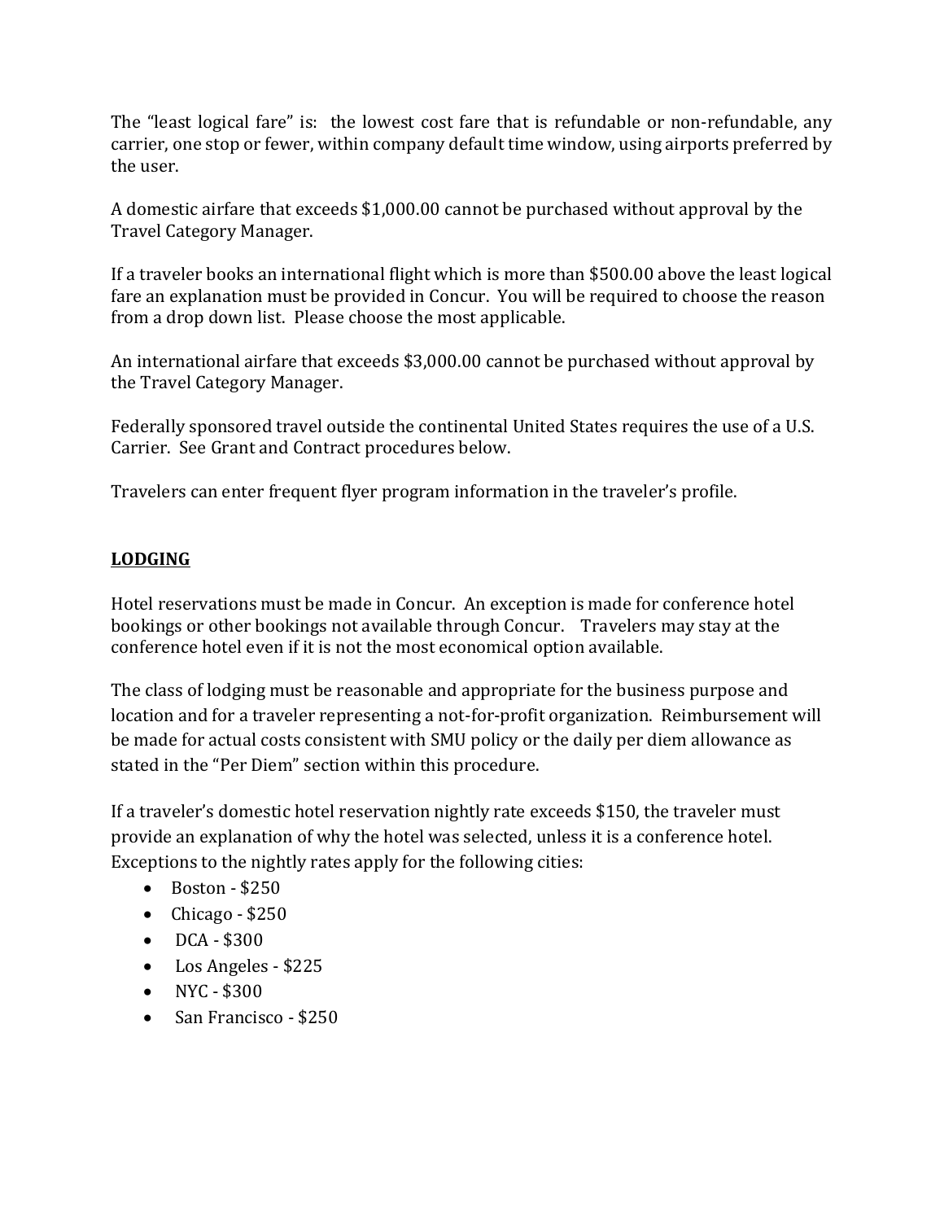The “least logical fare” is: the lowest cost fare that is refundable or non-refundable, any carrier, one stop or fewer, within company default time window, using airports preferred by the user.

A domestic airfare that exceeds $1,000.00 cannot be purchased without approval by the Travel Category Manager.

If a traveler books an international flight which is more than $500.00 above the least logical fare an explanation must be provided in Concur. You will be required to choose the reason from a drop down list. Please choose the most applicable.

An international airfare that exceeds $3,000.00 cannot be purchased without approval by the Travel Category Manager.

Federally sponsored travel outside the continental United States requires the use of a U.S. Carrier. See Grant and Contract procedures below.

Travelers can enter frequent flyer program information in the traveler’s profile.

## **LODGING**

Hotel reservations must be made in Concur. An exception is made for conference hotel bookings or other bookings not available through Concur. Travelers may stay at the conference hotel even if it is not the most economical option available.

The class of lodging must be reasonable and appropriate for the business purpose and location and for a traveler representing a not-for-profit organization. Reimbursement will be made for actual costs consistent with SMU policy or the daily per diem allowance as stated in the “Per Diem” section within this procedure.

If a traveler’s domestic hotel reservation nightly rate exceeds $150, the traveler must provide an explanation of why the hotel was selected, unless it is a conference hotel. Exceptions to the nightly rates apply for the following cities:

- Boston - $250
- Chicago - $250
- DCA - $300
- Los Angeles - $225
- NYC - $300
- San Francisco - $250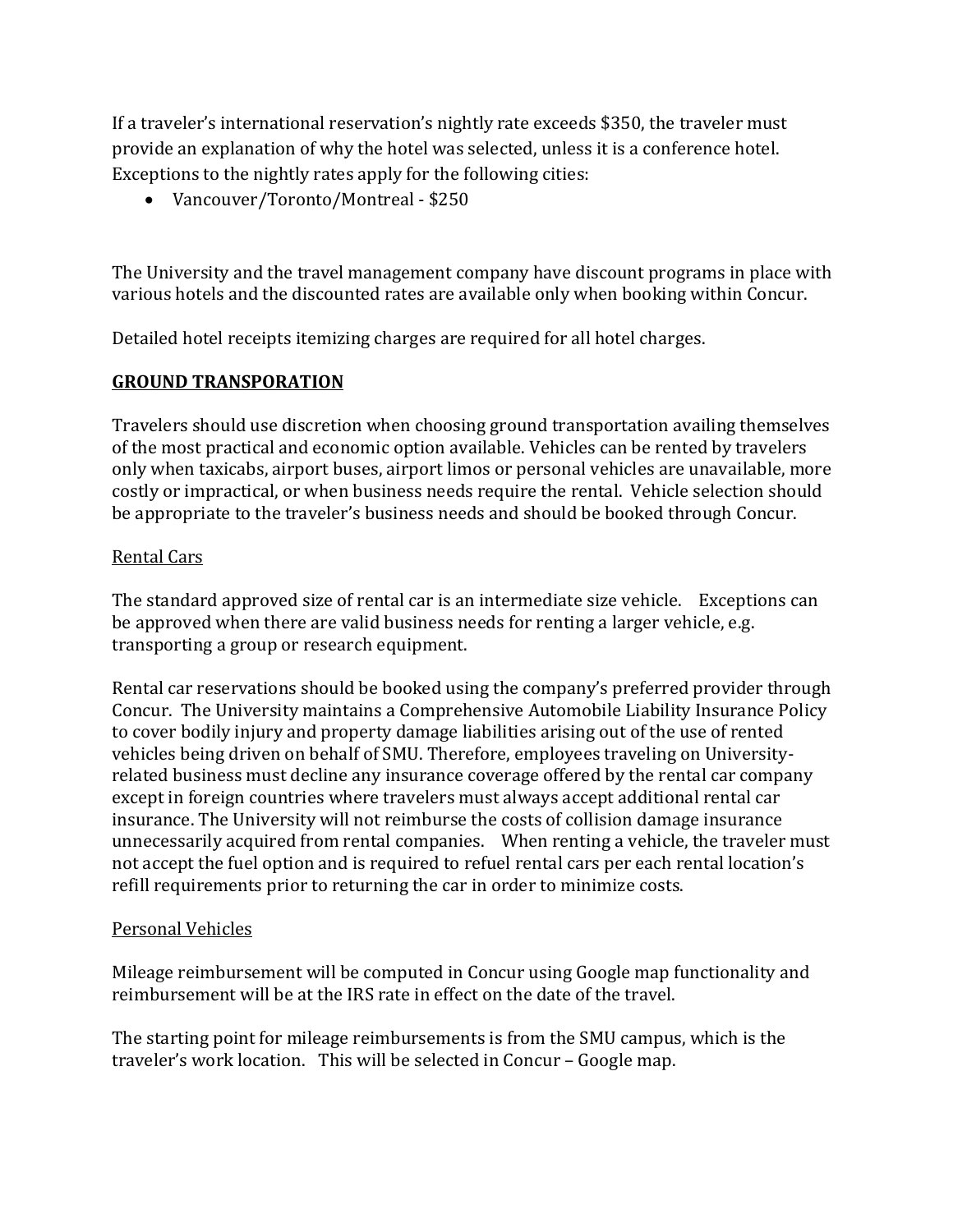If a traveler's international reservation's nightly rate exceeds $350, the traveler must provide an explanation of why the hotel was selected, unless it is a conference hotel. Exceptions to the nightly rates apply for the following cities:

- Vancouver/Toronto/Montreal - $250

The University and the travel management company have discount programs in place with various hotels and the discounted rates are available only when booking within Concur.

Detailed hotel receipts itemizing charges are required for all hotel charges.

## **GROUND TRANSPORATION**

Travelers should use discretion when choosing ground transportation availing themselves of the most practical and economic option available. Vehicles can be rented by travelers only when taxicabs, airport buses, airport limos or personal vehicles are unavailable, more costly or impractical, or when business needs require the rental. Vehicle selection should be appropriate to the traveler's business needs and should be booked through Concur.

### Rental Cars

The standard approved size of rental car is an intermediate size vehicle. Exceptions can be approved when there are valid business needs for renting a larger vehicle, e.g. transporting a group or research equipment.

Rental car reservations should be booked using the company's preferred provider through Concur. The University maintains a Comprehensive Automobile Liability Insurance Policy to cover bodily injury and property damage liabilities arising out of the use of rented vehicles being driven on behalf of SMU. Therefore, employees traveling on University-related business must decline any insurance coverage offered by the rental car company except in foreign countries where travelers must always accept additional rental car insurance. The University will not reimburse the costs of collision damage insurance unnecessarily acquired from rental companies. When renting a vehicle, the traveler must not accept the fuel option and is required to refuel rental cars per each rental location's refill requirements prior to returning the car in order to minimize costs.

### Personal Vehicles

Mileage reimbursement will be computed in Concur using Google map functionality and reimbursement will be at the IRS rate in effect on the date of the travel.

The starting point for mileage reimbursements is from the SMU campus, which is the traveler's work location. This will be selected in Concur – Google map.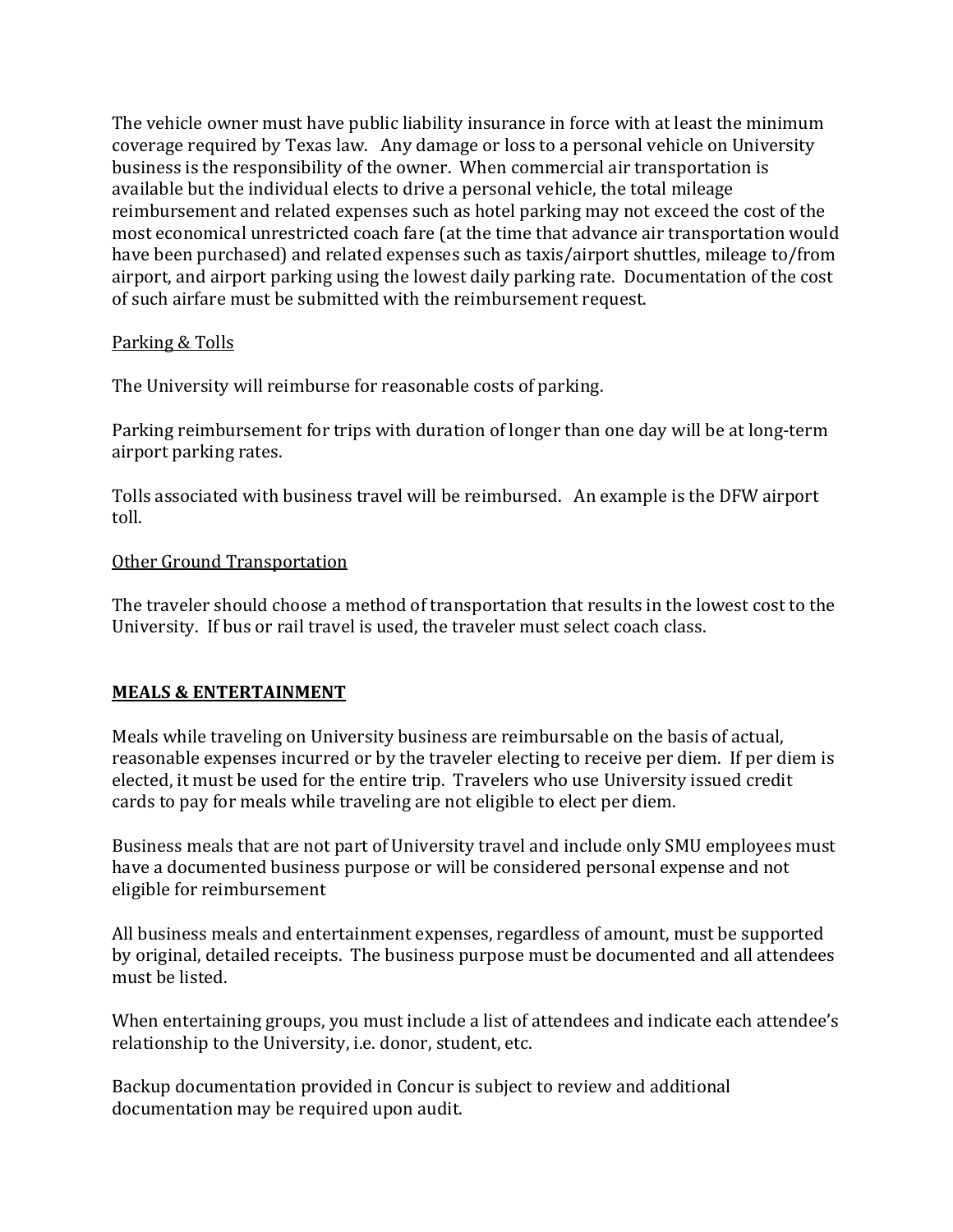The vehicle owner must have public liability insurance in force with at least the minimum coverage required by Texas law. Any damage or loss to a personal vehicle on University business is the responsibility of the owner. When commercial air transportation is available but the individual elects to drive a personal vehicle, the total mileage reimbursement and related expenses such as hotel parking may not exceed the cost of the most economical unrestricted coach fare (at the time that advance air transportation would have been purchased) and related expenses such as taxis/airport shuttles, mileage to/from airport, and airport parking using the lowest daily parking rate. Documentation of the cost of such airfare must be submitted with the reimbursement request.

<u>Parking & Tolls</u>

The University will reimburse for reasonable costs of parking.

Parking reimbursement for trips with duration of longer than one day will be at long-term airport parking rates.

Tolls associated with business travel will be reimbursed. An example is the DFW airport toll.

<u>Other Ground Transportation</u>

The traveler should choose a method of transportation that results in the lowest cost to the University. If bus or rail travel is used, the traveler must select coach class.

## MEALS & ENTERTAINMENT

Meals while traveling on University business are reimbursable on the basis of actual, reasonable expenses incurred or by the traveler electing to receive per diem. If per diem is elected, it must be used for the entire trip. Travelers who use University issued credit cards to pay for meals while traveling are not eligible to elect per diem.

Business meals that are not part of University travel and include only SMU employees must have a documented business purpose or will be considered personal expense and not eligible for reimbursement

All business meals and entertainment expenses, regardless of amount, must be supported by original, detailed receipts. The business purpose must be documented and all attendees must be listed.

When entertaining groups, you must include a list of attendees and indicate each attendee's relationship to the University, i.e. donor, student, etc.

Backup documentation provided in Concur is subject to review and additional documentation may be required upon audit.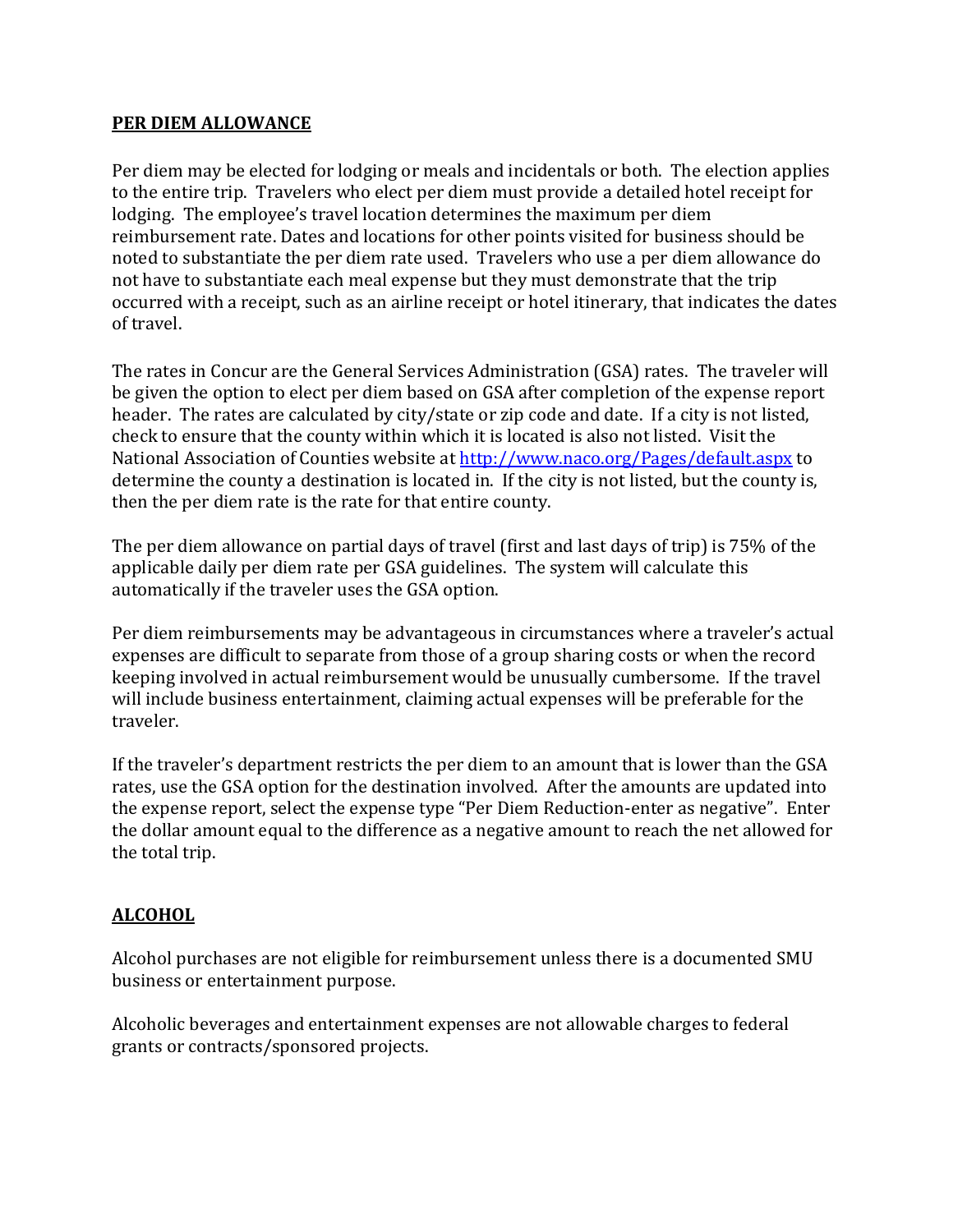## PER DIEM ALLOWANCE

Per diem may be elected for lodging or meals and incidentals or both. The election applies to the entire trip. Travelers who elect per diem must provide a detailed hotel receipt for lodging. The employee's travel location determines the maximum per diem reimbursement rate. Dates and locations for other points visited for business should be noted to substantiate the per diem rate used. Travelers who use a per diem allowance do not have to substantiate each meal expense but they must demonstrate that the trip occurred with a receipt, such as an airline receipt or hotel itinerary, that indicates the dates of travel.

The rates in Concur are the General Services Administration (GSA) rates. The traveler will be given the option to elect per diem based on GSA after completion of the expense report header. The rates are calculated by city/state or zip code and date. If a city is not listed, check to ensure that the county within which it is located is also not listed. Visit the National Association of Counties website at [http://www.naco.org/Pages/default.aspx](http://www.naco.org/Pages/default.aspx) to determine the county a destination is located in. If the city is not listed, but the county is, then the per diem rate is the rate for that entire county.

The per diem allowance on partial days of travel (first and last days of trip) is 75% of the applicable daily per diem rate per GSA guidelines. The system will calculate this automatically if the traveler uses the GSA option.

Per diem reimbursements may be advantageous in circumstances where a traveler's actual expenses are difficult to separate from those of a group sharing costs or when the record keeping involved in actual reimbursement would be unusually cumbersome. If the travel will include business entertainment, claiming actual expenses will be preferable for the traveler.

If the traveler's department restricts the per diem to an amount that is lower than the GSA rates, use the GSA option for the destination involved. After the amounts are updated into the expense report, select the expense type "Per Diem Reduction-enter as negative". Enter the dollar amount equal to the difference as a negative amount to reach the net allowed for the total trip.

## ALCOHOL

Alcohol purchases are not eligible for reimbursement unless there is a documented SMU business or entertainment purpose.

Alcoholic beverages and entertainment expenses are not allowable charges to federal grants or contracts/sponsored projects.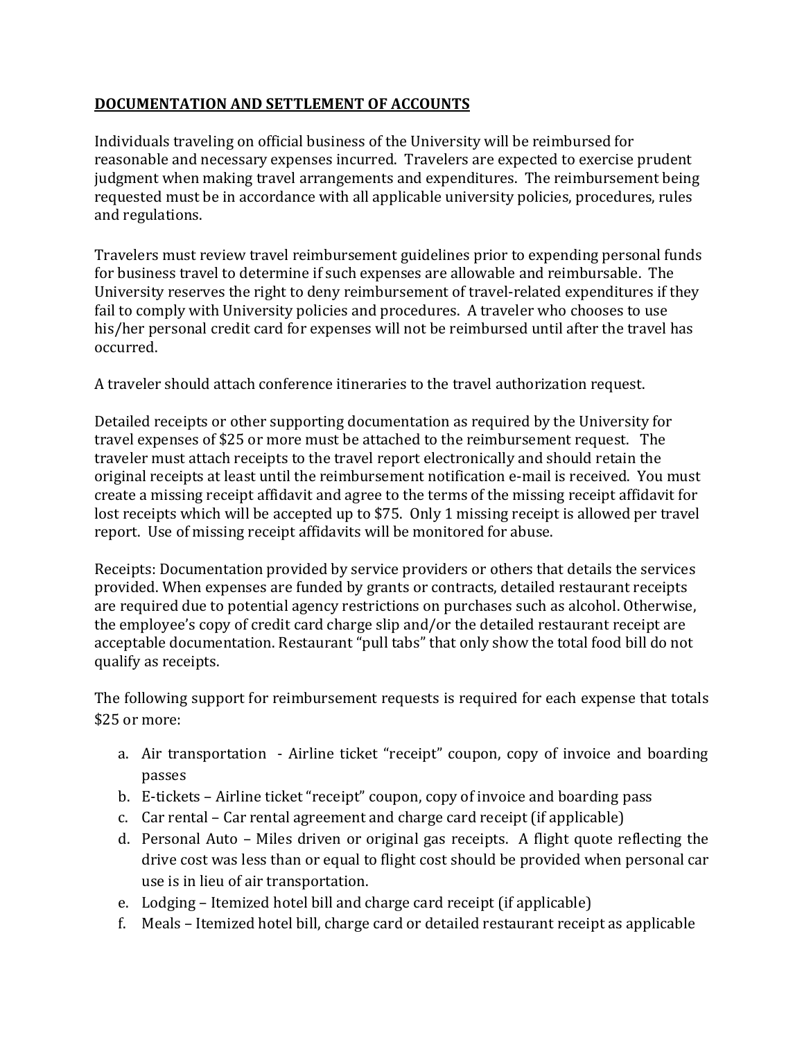**DOCUMENTATION AND SETTLEMENT OF ACCOUNTS**

Individuals traveling on official business of the University will be reimbursed for reasonable and necessary expenses incurred. Travelers are expected to exercise prudent judgment when making travel arrangements and expenditures. The reimbursement being requested must be in accordance with all applicable university policies, procedures, rules and regulations.

Travelers must review travel reimbursement guidelines prior to expending personal funds for business travel to determine if such expenses are allowable and reimbursable. The University reserves the right to deny reimbursement of travel-related expenditures if they fail to comply with University policies and procedures. A traveler who chooses to use his/her personal credit card for expenses will not be reimbursed until after the travel has occurred.

A traveler should attach conference itineraries to the travel authorization request.

Detailed receipts or other supporting documentation as required by the University for travel expenses of $25 or more must be attached to the reimbursement request. The traveler must attach receipts to the travel report electronically and should retain the original receipts at least until the reimbursement notification e-mail is received. You must create a missing receipt affidavit and agree to the terms of the missing receipt affidavit for lost receipts which will be accepted up to $75. Only 1 missing receipt is allowed per travel report. Use of missing receipt affidavits will be monitored for abuse.

Receipts: Documentation provided by service providers or others that details the services provided. When expenses are funded by grants or contracts, detailed restaurant receipts are required due to potential agency restrictions on purchases such as alcohol. Otherwise, the employee's copy of credit card charge slip and/or the detailed restaurant receipt are acceptable documentation. Restaurant "pull tabs" that only show the total food bill do not qualify as receipts.

The following support for reimbursement requests is required for each expense that totals $25 or more:

a. Air transportation - Airline ticket "receipt" coupon, copy of invoice and boarding passes
b. E-tickets – Airline ticket "receipt" coupon, copy of invoice and boarding pass
c. Car rental – Car rental agreement and charge card receipt (if applicable)
d. Personal Auto – Miles driven or original gas receipts. A flight quote reflecting the drive cost was less than or equal to flight cost should be provided when personal car use is in lieu of air transportation.
e. Lodging – Itemized hotel bill and charge card receipt (if applicable)
f. Meals – Itemized hotel bill, charge card or detailed restaurant receipt as applicable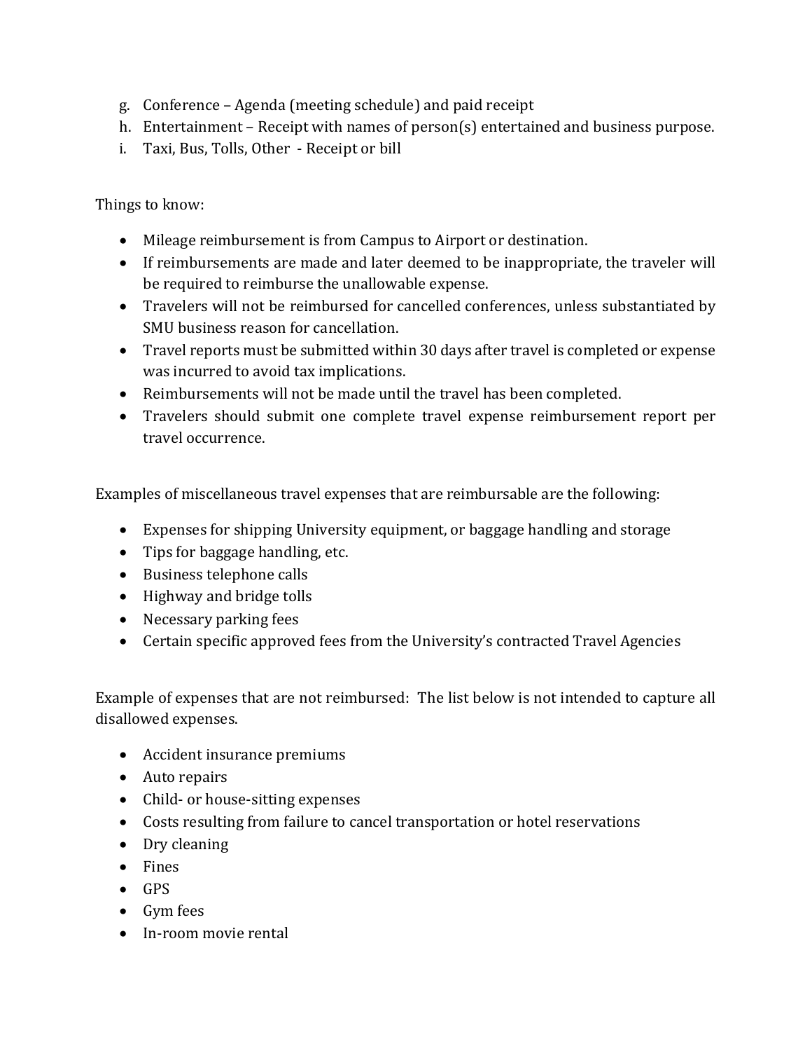g. Conference – Agenda (meeting schedule) and paid receipt
h. Entertainment – Receipt with names of person(s) entertained and business purpose.
i. Taxi, Bus, Tolls, Other - Receipt or bill

Things to know:

- Mileage reimbursement is from Campus to Airport or destination.
- If reimbursements are made and later deemed to be inappropriate, the traveler will be required to reimburse the unallowable expense.
- Travelers will not be reimbursed for cancelled conferences, unless substantiated by SMU business reason for cancellation.
- Travel reports must be submitted within 30 days after travel is completed or expense was incurred to avoid tax implications.
- Reimbursements will not be made until the travel has been completed.
- Travelers should submit one complete travel expense reimbursement report per travel occurrence.

Examples of miscellaneous travel expenses that are reimbursable are the following:

- Expenses for shipping University equipment, or baggage handling and storage
- Tips for baggage handling, etc.
- Business telephone calls
- Highway and bridge tolls
- Necessary parking fees
- Certain specific approved fees from the University's contracted Travel Agencies

Example of expenses that are not reimbursed: The list below is not intended to capture all disallowed expenses.

- Accident insurance premiums
- Auto repairs
- Child- or house-sitting expenses
- Costs resulting from failure to cancel transportation or hotel reservations
- Dry cleaning
- Fines
- GPS
- Gym fees
- In-room movie rental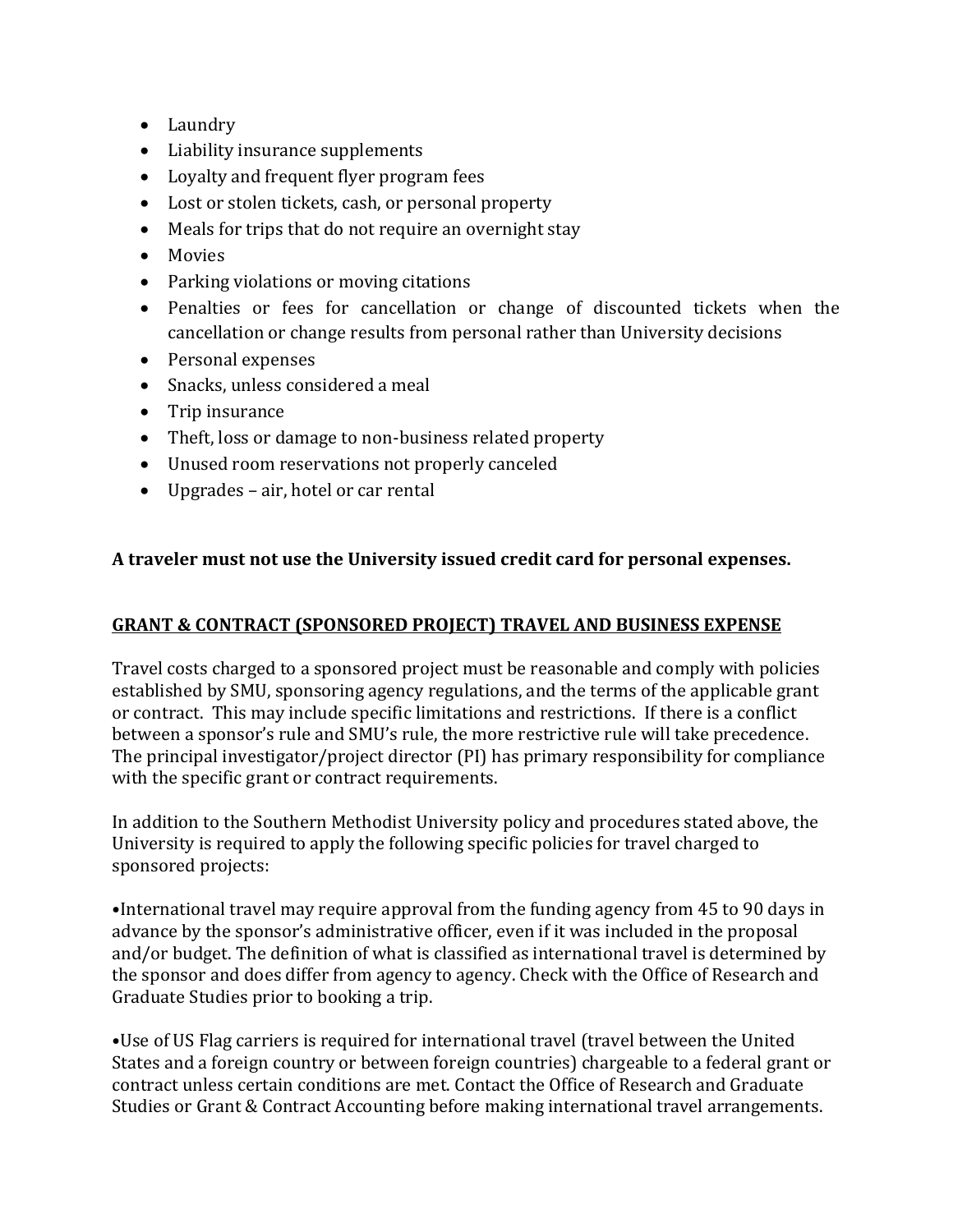- Laundry
- Liability insurance supplements
- Loyalty and frequent flyer program fees
- Lost or stolen tickets, cash, or personal property
- Meals for trips that do not require an overnight stay
- Movies
- Parking violations or moving citations
- Penalties or fees for cancellation or change of discounted tickets when the cancellation or change results from personal rather than University decisions
- Personal expenses
- Snacks, unless considered a meal
- Trip insurance
- Theft, loss or damage to non-business related property
- Unused room reservations not properly canceled
- Upgrades – air, hotel or car rental

**A traveler must not use the University issued credit card for personal expenses.**

## GRANT & CONTRACT (SPONSORED PROJECT) TRAVEL AND BUSINESS EXPENSE

Travel costs charged to a sponsored project must be reasonable and comply with policies established by SMU, sponsoring agency regulations, and the terms of the applicable grant or contract. This may include specific limitations and restrictions. If there is a conflict between a sponsor's rule and SMU's rule, the more restrictive rule will take precedence. The principal investigator/project director (PI) has primary responsibility for compliance with the specific grant or contract requirements.

In addition to the Southern Methodist University policy and procedures stated above, the University is required to apply the following specific policies for travel charged to sponsored projects:

•International travel may require approval from the funding agency from 45 to 90 days in advance by the sponsor's administrative officer, even if it was included in the proposal and/or budget. The definition of what is classified as international travel is determined by the sponsor and does differ from agency to agency. Check with the Office of Research and Graduate Studies prior to booking a trip.

•Use of US Flag carriers is required for international travel (travel between the United States and a foreign country or between foreign countries) chargeable to a federal grant or contract unless certain conditions are met. Contact the Office of Research and Graduate Studies or Grant & Contract Accounting before making international travel arrangements.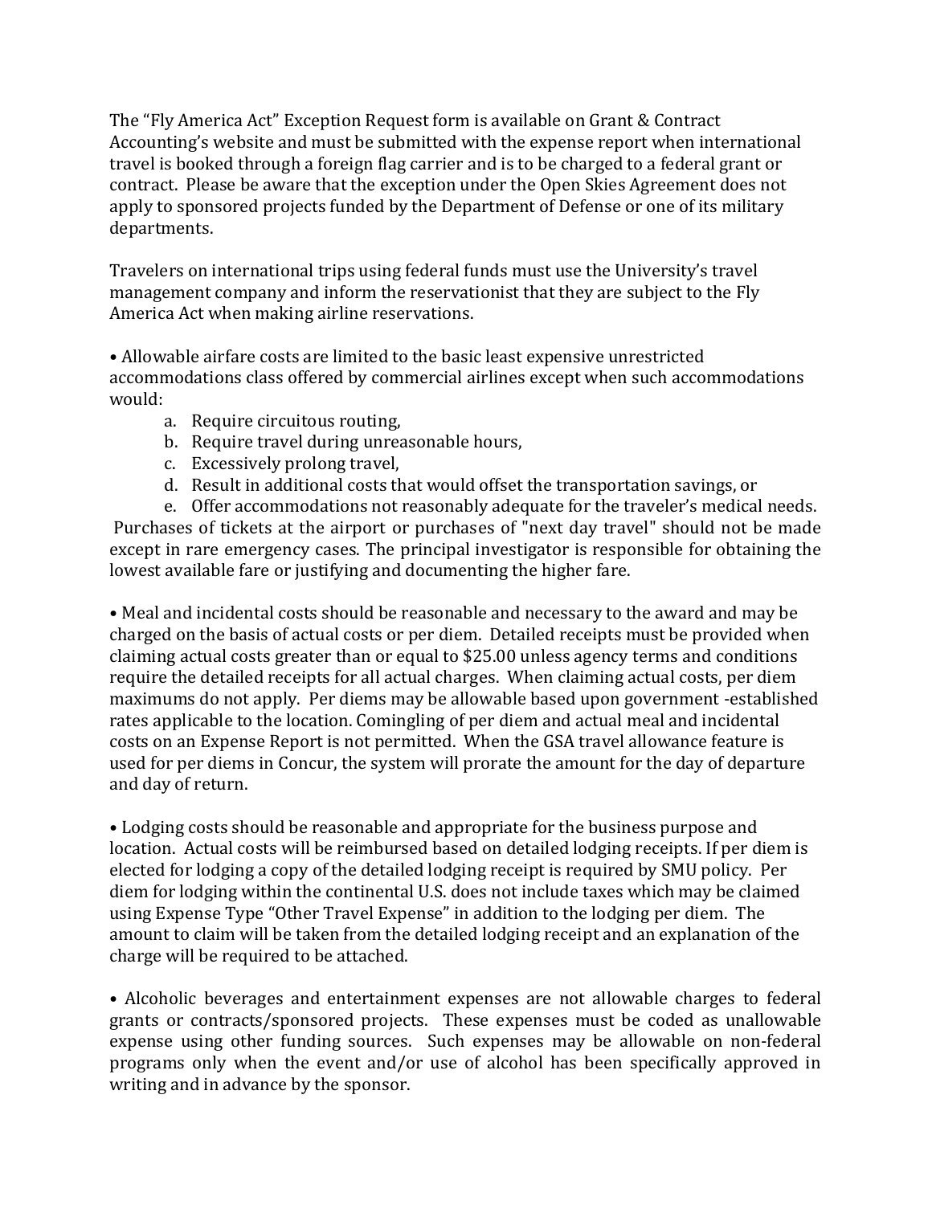The "Fly America Act" Exception Request form is available on Grant & Contract Accounting's website and must be submitted with the expense report when international travel is booked through a foreign flag carrier and is to be charged to a federal grant or contract. Please be aware that the exception under the Open Skies Agreement does not apply to sponsored projects funded by the Department of Defense or one of its military departments.

Travelers on international trips using federal funds must use the University's travel management company and inform the reservationist that they are subject to the Fly America Act when making airline reservations.

- Allowable airfare costs are limited to the basic least expensive unrestricted accommodations class offered by commercial airlines except when such accommodations would:
  a. Require circuitous routing,
  b. Require travel during unreasonable hours,
  c. Excessively prolong travel,
  d. Result in additional costs that would offset the transportation savings, or
  e. Offer accommodations not reasonably adequate for the traveler's medical needs.

  Purchases of tickets at the airport or purchases of "next day travel" should not be made except in rare emergency cases. The principal investigator is responsible for obtaining the lowest available fare or justifying and documenting the higher fare.

- Meal and incidental costs should be reasonable and necessary to the award and may be charged on the basis of actual costs or per diem. Detailed receipts must be provided when claiming actual costs greater than or equal to $25.00 unless agency terms and conditions require the detailed receipts for all actual charges. When claiming actual costs, per diem maximums do not apply. Per diems may be allowable based upon government -established rates applicable to the location. Comingling of per diem and actual meal and incidental costs on an Expense Report is not permitted. When the GSA travel allowance feature is used for per diems in Concur, the system will prorate the amount for the day of departure and day of return.

- Lodging costs should be reasonable and appropriate for the business purpose and location. Actual costs will be reimbursed based on detailed lodging receipts. If per diem is elected for lodging a copy of the detailed lodging receipt is required by SMU policy. Per diem for lodging within the continental U.S. does not include taxes which may be claimed using Expense Type "Other Travel Expense" in addition to the lodging per diem. The amount to claim will be taken from the detailed lodging receipt and an explanation of the charge will be required to be attached.

- Alcoholic beverages and entertainment expenses are not allowable charges to federal grants or contracts/sponsored projects. These expenses must be coded as unallowable expense using other funding sources. Such expenses may be allowable on non-federal programs only when the event and/or use of alcohol has been specifically approved in writing and in advance by the sponsor.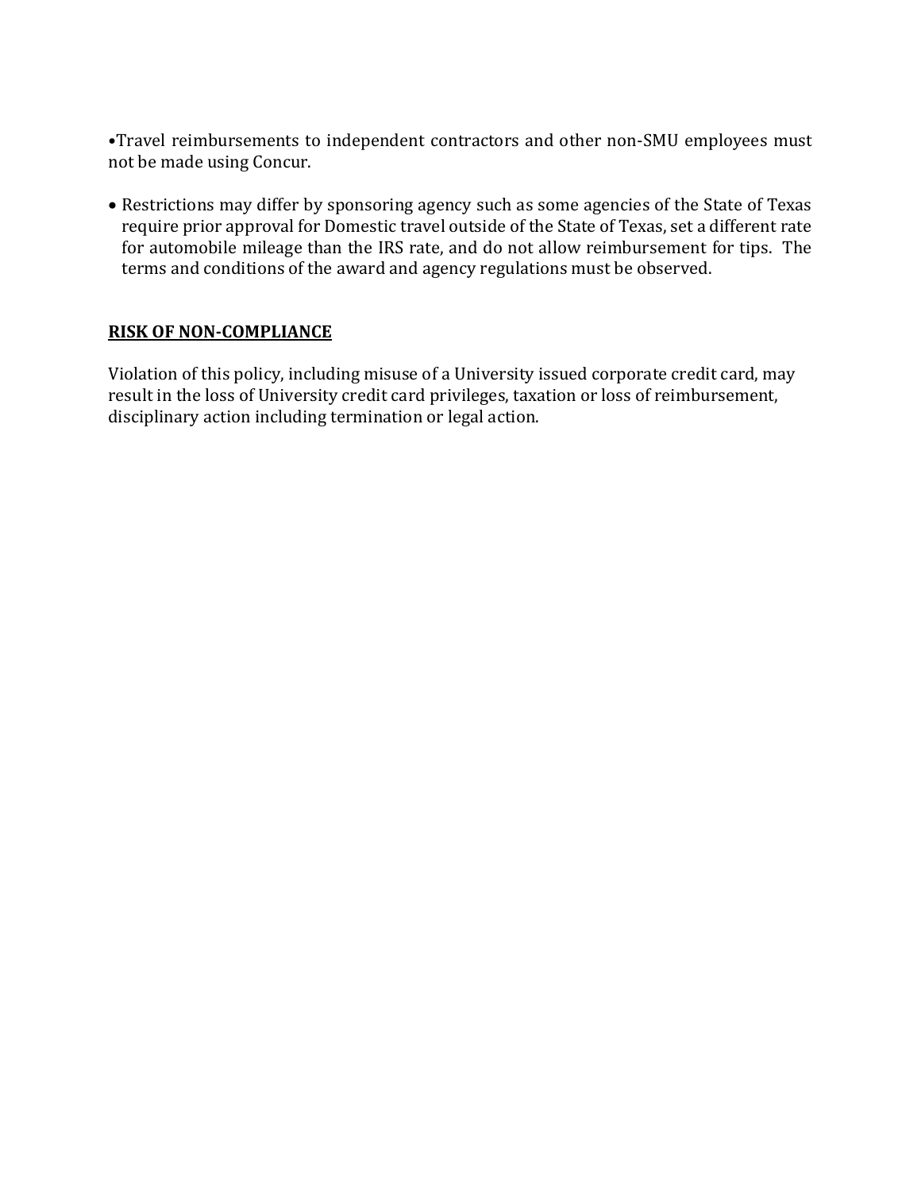- Travel reimbursements to independent contractors and other non-SMU employees must not be made using Concur.

- Restrictions may differ by sponsoring agency such as some agencies of the State of Texas require prior approval for Domestic travel outside of the State of Texas, set a different rate for automobile mileage than the IRS rate, and do not allow reimbursement for tips. The terms and conditions of the award and agency regulations must be observed.

## <u>**RISK OF NON-COMPLIANCE**</u>

Violation of this policy, including misuse of a University issued corporate credit card, may result in the loss of University credit card privileges, taxation or loss of reimbursement, disciplinary action including termination or legal action.